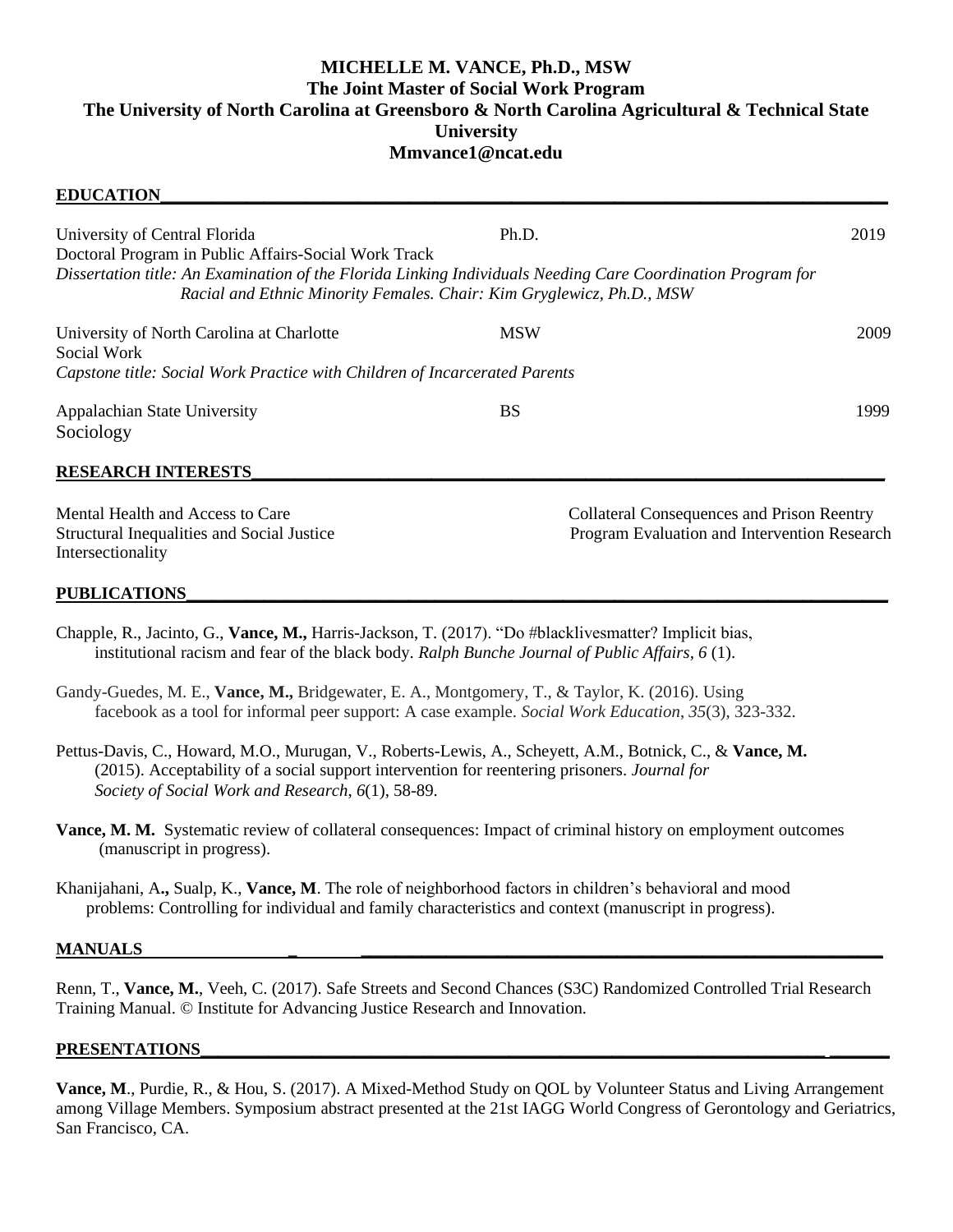# MICHELLE M. VANCE, Ph.D., MSW

**The Joint Master of Social Work Program**
**The University of North Carolina at Greensboro & North Carolina Agricultural & Technical State University**
**Mmvance1@ncat.edu**

## EDUCATION

University of Central Florida — Ph.D. — 2019
Doctoral Program in Public Affairs-Social Work Track
*Dissertation title: An Examination of the Florida Linking Individuals Needing Care Coordination Program for Racial and Ethnic Minority Females. Chair: Kim Gryglewicz, Ph.D., MSW*

University of North Carolina at Charlotte — MSW — 2009
Social Work
*Capstone title: Social Work Practice with Children of Incarcerated Parents*

Appalachian State University — BS — 1999
Sociology

## RESEARCH INTERESTS

- Mental Health and Access to Care
- Structural Inequalities and Social Justice
- Intersectionality
- Collateral Consequences and Prison Reentry
- Program Evaluation and Intervention Research

## PUBLICATIONS

Chapple, R., Jacinto, G., **Vance, M.,** Harris-Jackson, T. (2017). "Do #blacklivesmatter? Implicit bias, institutional racism and fear of the black body. *Ralph Bunche Journal of Public Affairs, 6* (1).

Gandy-Guedes, M. E., **Vance, M.,** Bridgewater, E. A., Montgomery, T., & Taylor, K. (2016). Using facebook as a tool for informal peer support: A case example. *Social Work Education*, *35*(3), 323-332.

Pettus-Davis, C., Howard, M.O., Murugan, V., Roberts-Lewis, A., Scheyett, A.M., Botnick, C., & **Vance, M.** (2015). Acceptability of a social support intervention for reentering prisoners. *Journal for Society of Social Work and Research*, *6*(1), 58-89.

**Vance, M. M.** Systematic review of collateral consequences: Impact of criminal history on employment outcomes (manuscript in progress).

Khanijahani, A**.,** Sualp, K., **Vance, M**. The role of neighborhood factors in children's behavioral and mood problems: Controlling for individual and family characteristics and context (manuscript in progress).

## MANUALS

Renn, T., **Vance, M.**, Veeh, C. (2017). Safe Streets and Second Chances (S3C) Randomized Controlled Trial Research Training Manual. © Institute for Advancing Justice Research and Innovation.

## PRESENTATIONS

**Vance, M**., Purdie, R., & Hou, S. (2017). A Mixed-Method Study on QOL by Volunteer Status and Living Arrangement among Village Members. Symposium abstract presented at the 21st IAGG World Congress of Gerontology and Geriatrics, San Francisco, CA.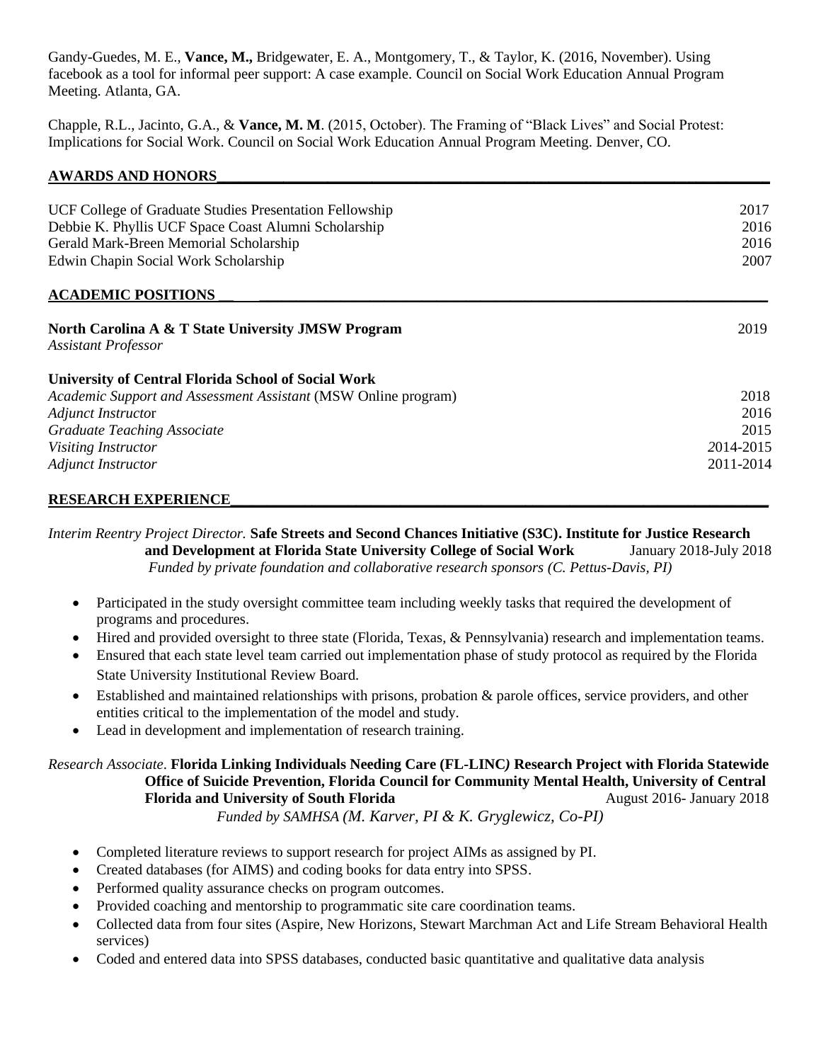Gandy-Guedes, M. E., **Vance, M.,** Bridgewater, E. A., Montgomery, T., & Taylor, K. (2016, November). Using facebook as a tool for informal peer support: A case example. Council on Social Work Education Annual Program Meeting. Atlanta, GA.

Chapple, R.L., Jacinto, G.A., & **Vance, M. M**. (2015, October). The Framing of "Black Lives" and Social Protest: Implications for Social Work. Council on Social Work Education Annual Program Meeting. Denver, CO.

## AWARDS AND HONORS

UCF College of Graduate Studies Presentation Fellowship 2017
Debbie K. Phyllis UCF Space Coast Alumni Scholarship 2016
Gerald Mark-Breen Memorial Scholarship 2016
Edwin Chapin Social Work Scholarship 2007

## ACADEMIC POSITIONS

**North Carolina A & T State University JMSW Program** 2019
*Assistant Professor*

**University of Central Florida School of Social Work**
*Academic Support and Assessment Assistant* (MSW Online program) 2018
*Adjunct Instructor* 2016
*Graduate Teaching Associate* 2015
*Visiting Instructor* 2014-2015
*Adjunct Instructor* 2011-2014

## RESEARCH EXPERIENCE

*Interim Reentry Project Director.* **Safe Streets and Second Chances Initiative (S3C). Institute for Justice Research and Development at Florida State University College of Social Work** January 2018-July 2018
*Funded by private foundation and collaborative research sponsors (C. Pettus-Davis, PI)*

- Participated in the study oversight committee team including weekly tasks that required the development of programs and procedures.
- Hired and provided oversight to three state (Florida, Texas, & Pennsylvania) research and implementation teams.
- Ensured that each state level team carried out implementation phase of study protocol as required by the Florida State University Institutional Review Board.
- Established and maintained relationships with prisons, probation & parole offices, service providers, and other entities critical to the implementation of the model and study.
- Lead in development and implementation of research training.

*Research Associate*. **Florida Linking Individuals Needing Care (FL-LINC*)* Research Project with Florida Statewide Office of Suicide Prevention, Florida Council for Community Mental Health, University of Central Florida and University of South Florida** August 2016- January 2018
*Funded by SAMHSA (M. Karver, PI & K. Gryglewicz, Co-PI)*

- Completed literature reviews to support research for project AIMs as assigned by PI.
- Created databases (for AIMS) and coding books for data entry into SPSS.
- Performed quality assurance checks on program outcomes.
- Provided coaching and mentorship to programmatic site care coordination teams.
- Collected data from four sites (Aspire, New Horizons, Stewart Marchman Act and Life Stream Behavioral Health services)
- Coded and entered data into SPSS databases, conducted basic quantitative and qualitative data analysis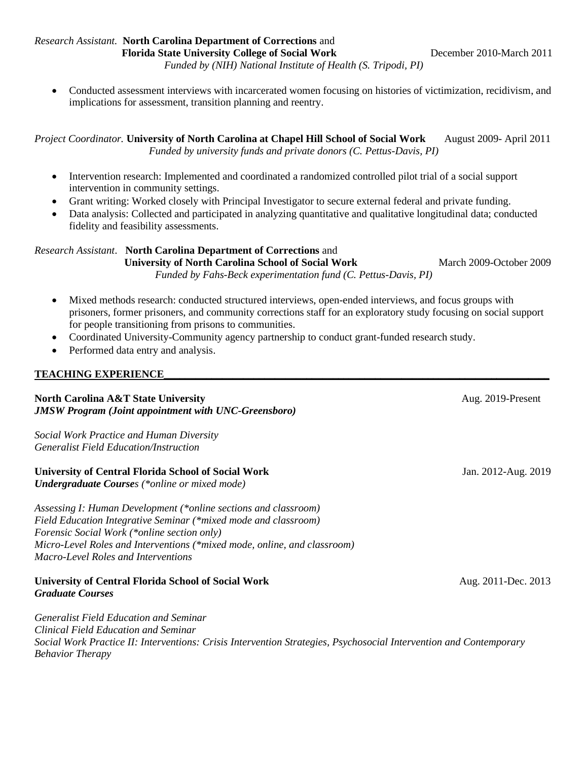*Research Assistant.* **North Carolina Department of Corrections** and **Florida State University College of Social Work** December 2010-March 2011
*Funded by (NIH) National Institute of Health (S. Tripodi, PI)*

- Conducted assessment interviews with incarcerated women focusing on histories of victimization, recidivism, and implications for assessment, transition planning and reentry.

*Project Coordinator.* **University of North Carolina at Chapel Hill School of Social Work** August 2009- April 2011
*Funded by university funds and private donors (C. Pettus-Davis, PI)*

- Intervention research: Implemented and coordinated a randomized controlled pilot trial of a social support intervention in community settings.
- Grant writing: Worked closely with Principal Investigator to secure external federal and private funding.
- Data analysis: Collected and participated in analyzing quantitative and qualitative longitudinal data; conducted fidelity and feasibility assessments.

*Research Assistant*. **North Carolina Department of Corrections** and **University of North Carolina School of Social Work** March 2009-October 2009
*Funded by Fahs-Beck experimentation fund (C. Pettus-Davis, PI)*

- Mixed methods research: conducted structured interviews, open-ended interviews, and focus groups with prisoners, former prisoners, and community corrections staff for an exploratory study focusing on social support for people transitioning from prisons to communities.
- Coordinated University-Community agency partnership to conduct grant-funded research study.
- Performed data entry and analysis.

## TEACHING EXPERIENCE

**North Carolina A&T State University** Aug. 2019-Present
***JMSW Program (Joint appointment with UNC-Greensboro)***

*Social Work Practice and Human Diversity*
*Generalist Field Education/Instruction*

**University of Central Florida School of Social Work** Jan. 2012-Aug. 2019
***Undergraduate Courses*** *(*online or mixed mode)*

*Assessing I: Human Development (*online sections and classroom)*
*Field Education Integrative Seminar (*mixed mode and classroom)*
*Forensic Social Work (*online section only)*
*Micro-Level Roles and Interventions (*mixed mode, online, and classroom)*
*Macro-Level Roles and Interventions*

**University of Central Florida School of Social Work** Aug. 2011-Dec. 2013
***Graduate Courses***

*Generalist Field Education and Seminar*
*Clinical Field Education and Seminar*
*Social Work Practice II: Interventions: Crisis Intervention Strategies, Psychosocial Intervention and Contemporary Behavior Therapy*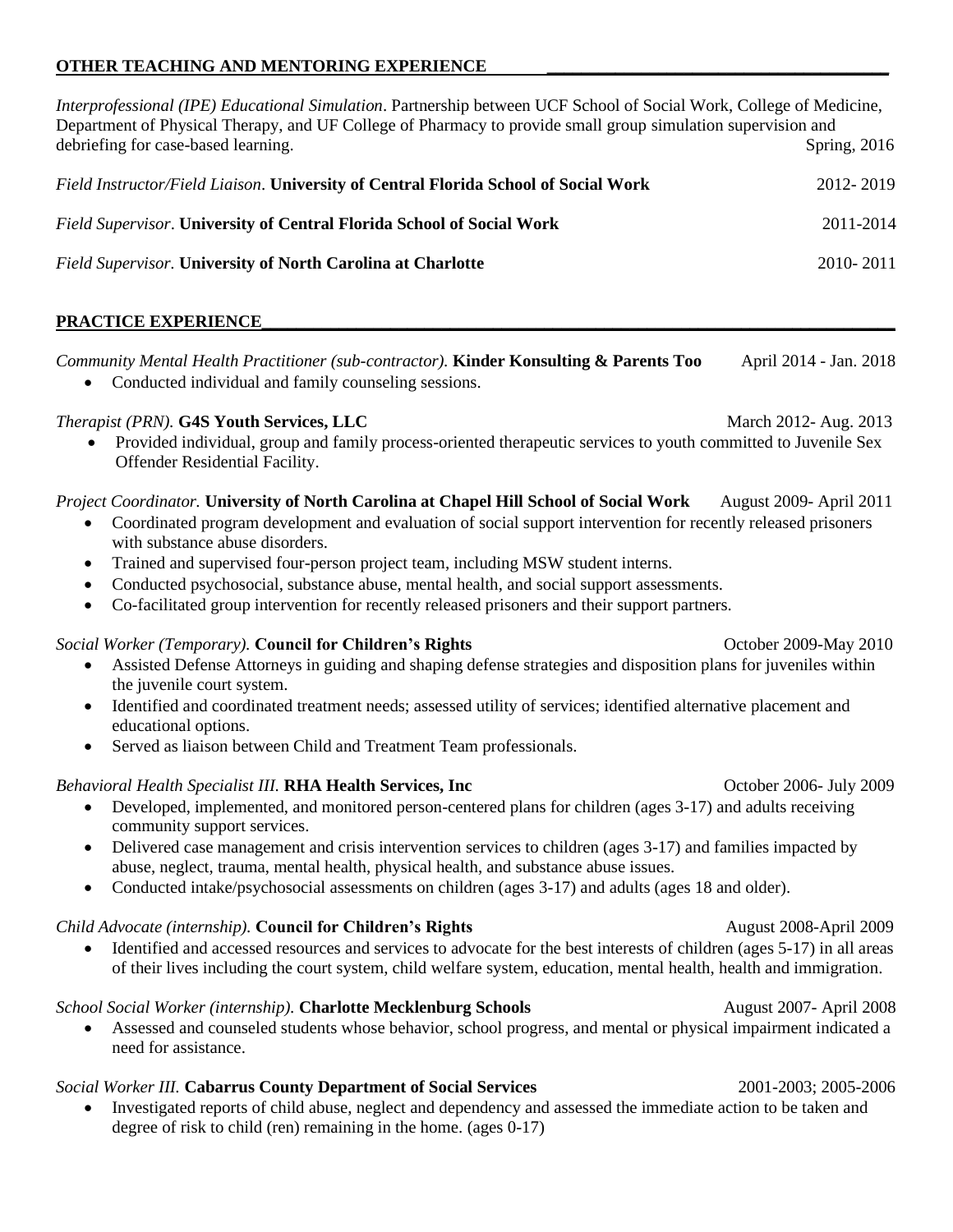## OTHER TEACHING AND MENTORING EXPERIENCE

*Interprofessional (IPE) Educational Simulation*. Partnership between UCF School of Social Work, College of Medicine, Department of Physical Therapy, and UF College of Pharmacy to provide small group simulation supervision and debriefing for case-based learning. Spring, 2016

*Field Instructor/Field Liaison*. **University of Central Florida School of Social Work** 2012- 2019

*Field Supervisor*. **University of Central Florida School of Social Work** 2011-2014

*Field Supervisor.* **University of North Carolina at Charlotte** 2010- 2011

## PRACTICE EXPERIENCE

*Community Mental Health Practitioner (sub-contractor).* **Kinder Konsulting & Parents Too** April 2014 - Jan. 2018

- Conducted individual and family counseling sessions.

*Therapist (PRN).* **G4S Youth Services, LLC** March 2012- Aug. 2013

- Provided individual, group and family process-oriented therapeutic services to youth committed to Juvenile Sex Offender Residential Facility.

*Project Coordinator.* **University of North Carolina at Chapel Hill School of Social Work** August 2009- April 2011

- Coordinated program development and evaluation of social support intervention for recently released prisoners with substance abuse disorders.
- Trained and supervised four-person project team, including MSW student interns.
- Conducted psychosocial, substance abuse, mental health, and social support assessments.
- Co-facilitated group intervention for recently released prisoners and their support partners.

*Social Worker (Temporary).* **Council for Children's Rights** October 2009-May 2010

- Assisted Defense Attorneys in guiding and shaping defense strategies and disposition plans for juveniles within the juvenile court system.
- Identified and coordinated treatment needs; assessed utility of services; identified alternative placement and educational options.
- Served as liaison between Child and Treatment Team professionals.

*Behavioral Health Specialist III.* **RHA Health Services, Inc** October 2006- July 2009

- Developed, implemented, and monitored person-centered plans for children (ages 3-17) and adults receiving community support services.
- Delivered case management and crisis intervention services to children (ages 3-17) and families impacted by abuse, neglect, trauma, mental health, physical health, and substance abuse issues.
- Conducted intake/psychosocial assessments on children (ages 3-17) and adults (ages 18 and older).

*Child Advocate (internship).* **Council for Children's Rights** August 2008-April 2009

- Identified and accessed resources and services to advocate for the best interests of children (ages 5-17) in all areas of their lives including the court system, child welfare system, education, mental health, health and immigration.

*School Social Worker (internship).* **Charlotte Mecklenburg Schools** August 2007- April 2008

- Assessed and counseled students whose behavior, school progress, and mental or physical impairment indicated a need for assistance.

*Social Worker III.* **Cabarrus County Department of Social Services** 2001-2003; 2005-2006

- Investigated reports of child abuse, neglect and dependency and assessed the immediate action to be taken and degree of risk to child (ren) remaining in the home. (ages 0-17)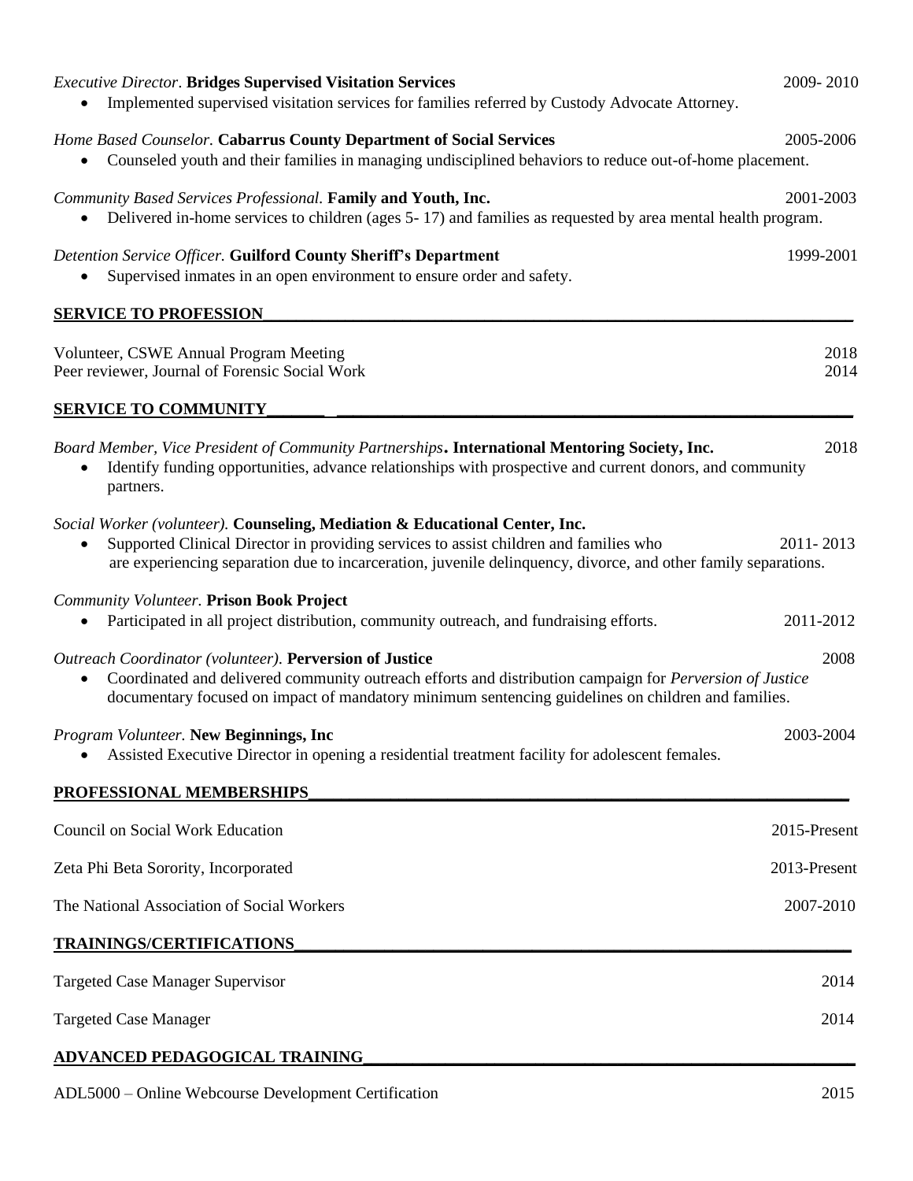*Executive Director*. **Bridges Supervised Visitation Services** 2009- 2010

- Implemented supervised visitation services for families referred by Custody Advocate Attorney.

*Home Based Counselor.* **Cabarrus County Department of Social Services** 2005-2006

- Counseled youth and their families in managing undisciplined behaviors to reduce out-of-home placement.

*Community Based Services Professional.* **Family and Youth, Inc.** 2001-2003

- Delivered in-home services to children (ages 5- 17) and families as requested by area mental health program.

*Detention Service Officer.* **Guilford County Sheriff's Department** 1999-2001

- Supervised inmates in an open environment to ensure order and safety.

## SERVICE TO PROFESSION

Volunteer, CSWE Annual Program Meeting 2018
Peer reviewer, Journal of Forensic Social Work 2014

## SERVICE TO COMMUNITY

*Board Member, Vice President of Community Partnerships*. **International Mentoring Society, Inc.** 2018

- Identify funding opportunities, advance relationships with prospective and current donors, and community partners.

*Social Worker (volunteer).* **Counseling, Mediation & Educational Center, Inc.**

- Supported Clinical Director in providing services to assist children and families who are experiencing separation due to incarceration, juvenile delinquency, divorce, and other family separations. 2011- 2013

*Community Volunteer.* **Prison Book Project**

- Participated in all project distribution, community outreach, and fundraising efforts. 2011-2012

*Outreach Coordinator (volunteer).* **Perversion of Justice** 2008

- Coordinated and delivered community outreach efforts and distribution campaign for *Perversion of Justice* documentary focused on impact of mandatory minimum sentencing guidelines on children and families.

*Program Volunteer.* **New Beginnings, Inc** 2003-2004

- Assisted Executive Director in opening a residential treatment facility for adolescent females.

## PROFESSIONAL MEMBERSHIPS

Council on Social Work Education 2015-Present

Zeta Phi Beta Sorority, Incorporated 2013-Present

The National Association of Social Workers 2007-2010

## TRAININGS/CERTIFICATIONS

Targeted Case Manager Supervisor 2014

Targeted Case Manager 2014

## ADVANCED PEDAGOGICAL TRAINING

ADL5000 – Online Webcourse Development Certification 2015